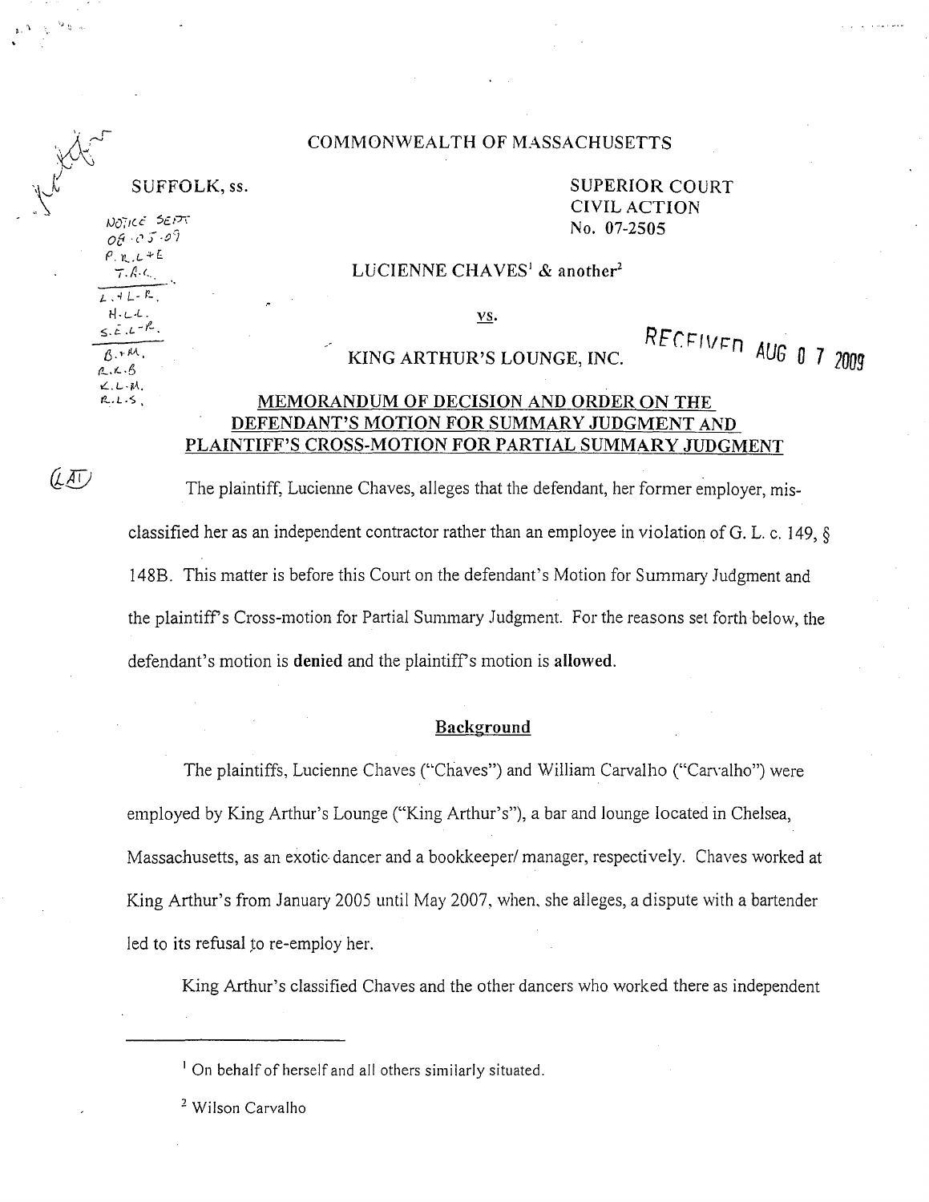COMMONWEALTH OF MASSACHUSETTS

SUFFOLK, ss.

SUPERIOR COURT
CIVIL ACTION
No. 07-2505

LUCIENNE CHAVES[1] & another[2]

vs.

KING ARTHUR'S LOUNGE, INC.

RECEIVED AUG 0 7 2009

## MEMORANDUM OF DECISION AND ORDER ON THE DEFENDANT'S MOTION FOR SUMMARY JUDGMENT AND PLAINTIFF'S CROSS-MOTION FOR PARTIAL SUMMARY JUDGMENT

The plaintiff, Lucienne Chaves, alleges that the defendant, her former employer, mis-classified her as an independent contractor rather than an employee in violation of G. L. c. 149, § 148B. This matter is before this Court on the defendant's Motion for Summary Judgment and the plaintiff's Cross-motion for Partial Summary Judgment. For the reasons set forth below, the defendant's motion is **denied** and the plaintiff's motion is **allowed**.

### Background

The plaintiffs, Lucienne Chaves ("Chaves") and William Carvalho ("Carvalho") were employed by King Arthur's Lounge ("King Arthur's"), a bar and lounge located in Chelsea, Massachusetts, as an exotic dancer and a bookkeeper/ manager, respectively. Chaves worked at King Arthur's from January 2005 until May 2007, when, she alleges, a dispute with a bartender led to its refusal to re-employ her.

King Arthur's classified Chaves and the other dancers who worked there as independent

---

[1] On behalf of herself and all others similarly situated.

[2] Wilson Carvalho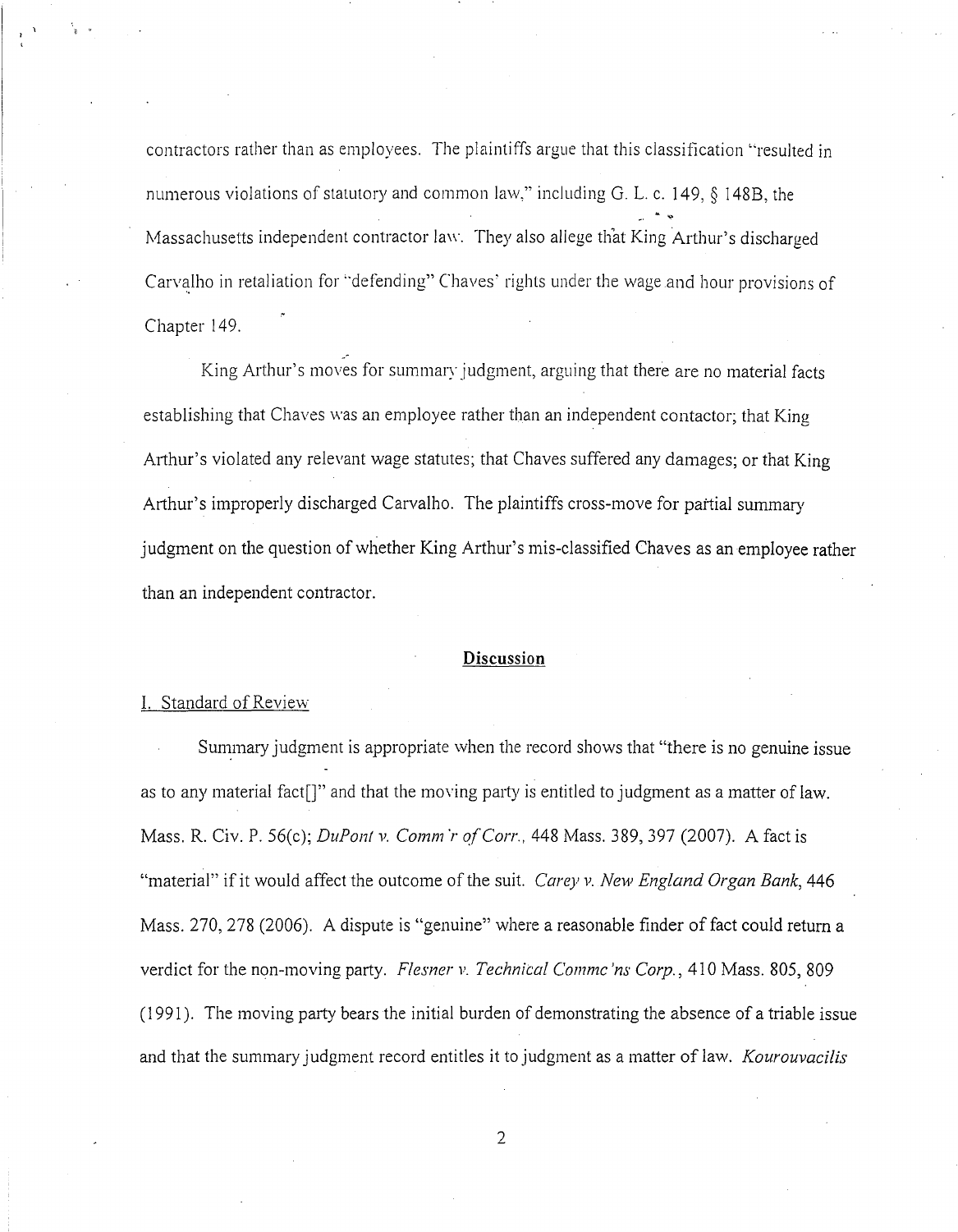contractors rather than as employees. The plaintiffs argue that this classification "resulted in numerous violations of statutory and common law," including G. L. c. 149, § 148B, the Massachusetts independent contractor law. They also allege that King Arthur's discharged Carvalho in retaliation for "defending" Chaves' rights under the wage and hour provisions of Chapter 149.

King Arthur's moves for summary judgment, arguing that there are no material facts establishing that Chaves was an employee rather than an independent contactor; that King Arthur's violated any relevant wage statutes; that Chaves suffered any damages; or that King Arthur's improperly discharged Carvalho. The plaintiffs cross-move for partial summary judgment on the question of whether King Arthur's mis-classified Chaves as an employee rather than an independent contractor.

## Discussion

### I. Standard of Review

Summary judgment is appropriate when the record shows that "there is no genuine issue as to any material fact[]" and that the moving party is entitled to judgment as a matter of law. Mass. R. Civ. P. 56(c); *DuPont v. Comm'r of Corr.*, 448 Mass. 389, 397 (2007). A fact is "material" if it would affect the outcome of the suit. *Carey v. New England Organ Bank*, 446 Mass. 270, 278 (2006). A dispute is "genuine" where a reasonable finder of fact could return a verdict for the non-moving party. *Flesner v. Technical Commc'ns Corp.*, 410 Mass. 805, 809 (1991). The moving party bears the initial burden of demonstrating the absence of a triable issue and that the summary judgment record entitles it to judgment as a matter of law. *Kourouvacilis*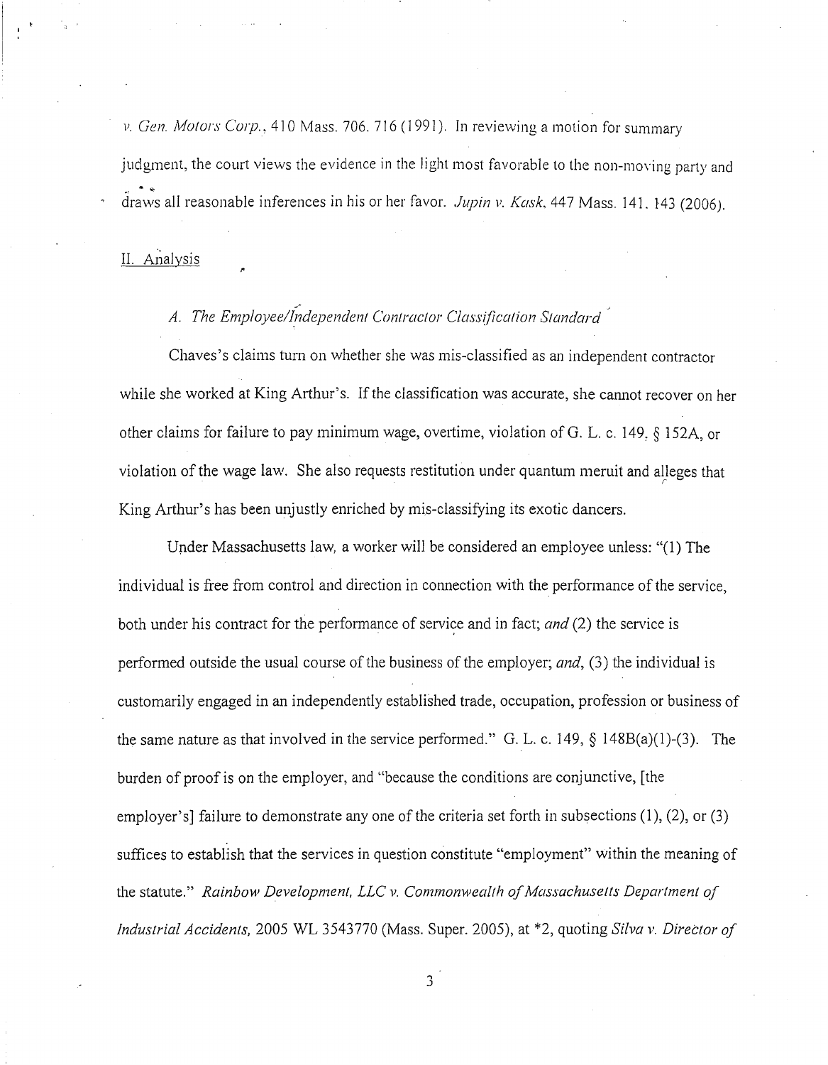*v. Gen. Motors Corp.*, 410 Mass. 706, 716 (1991). In reviewing a motion for summary judgment, the court views the evidence in the light most favorable to the non-moving party and draws all reasonable inferences in his or her favor. *Jupin v. Kask*, 447 Mass. 141, 143 (2006).

## II. Analysis

### *A. The Employee/Independent Contractor Classification Standard*

Chaves's claims turn on whether she was mis-classified as an independent contractor while she worked at King Arthur's. If the classification was accurate, she cannot recover on her other claims for failure to pay minimum wage, overtime, violation of G. L. c. 149, § 152A, or violation of the wage law. She also requests restitution under quantum meruit and alleges that King Arthur's has been unjustly enriched by mis-classifying its exotic dancers.

Under Massachusetts law, a worker will be considered an employee unless: "(1) The individual is free from control and direction in connection with the performance of the service, both under his contract for the performance of service and in fact; *and* (2) the service is performed outside the usual course of the business of the employer; *and*, (3) the individual is customarily engaged in an independently established trade, occupation, profession or business of the same nature as that involved in the service performed." G. L. c. 149, § 148B(a)(1)-(3). The burden of proof is on the employer, and "because the conditions are conjunctive, [the employer's] failure to demonstrate any one of the criteria set forth in subsections (1), (2), or (3) suffices to establish that the services in question constitute "employment" within the meaning of the statute." *Rainbow Development, LLC v. Commonwealth of Massachusetts Department of Industrial Accidents*, 2005 WL 3543770 (Mass. Super. 2005), at *2, quoting *Silva v. Director of*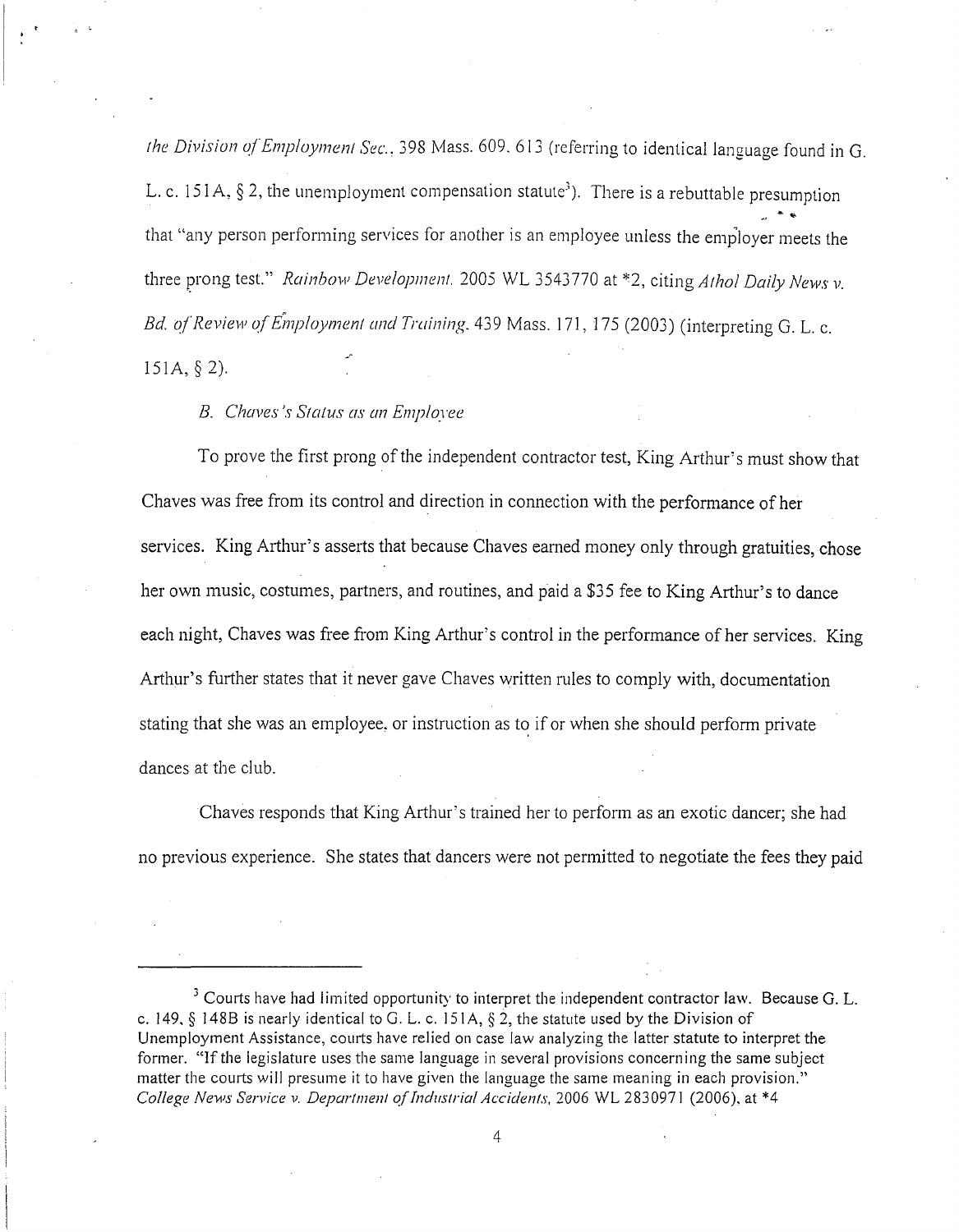*the Division of Employment Sec.*, 398 Mass. 609, 613 (referring to identical language found in G. L. c. 151A, § 2, the unemployment compensation statute[3]). There is a rebuttable presumption that "any person performing services for another is an employee unless the employer meets the three prong test." *Rainbow Development*, 2005 WL 3543770 at *2, citing *Athol Daily News v. Bd. of Review of Employment and Training*, 439 Mass. 171, 175 (2003) (interpreting G. L. c. 151A, § 2).

*B. Chaves's Status as an Employee*

To prove the first prong of the independent contractor test, King Arthur's must show that Chaves was free from its control and direction in connection with the performance of her services. King Arthur's asserts that because Chaves earned money only through gratuities, chose her own music, costumes, partners, and routines, and paid a $35 fee to King Arthur's to dance each night, Chaves was free from King Arthur's control in the performance of her services. King Arthur's further states that it never gave Chaves written rules to comply with, documentation stating that she was an employee, or instruction as to if or when she should perform private dances at the club.

Chaves responds that King Arthur's trained her to perform as an exotic dancer; she had no previous experience. She states that dancers were not permitted to negotiate the fees they paid

---

[3] Courts have had limited opportunity to interpret the independent contractor law. Because G. L. c. 149, § 148B is nearly identical to G. L. c. 151A, § 2, the statute used by the Division of Unemployment Assistance, courts have relied on case law analyzing the latter statute to interpret the former. "If the legislature uses the same language in several provisions concerning the same subject matter the courts will presume it to have given the language the same meaning in each provision." *College News Service v. Department of Industrial Accidents*, 2006 WL 2830971 (2006), at *4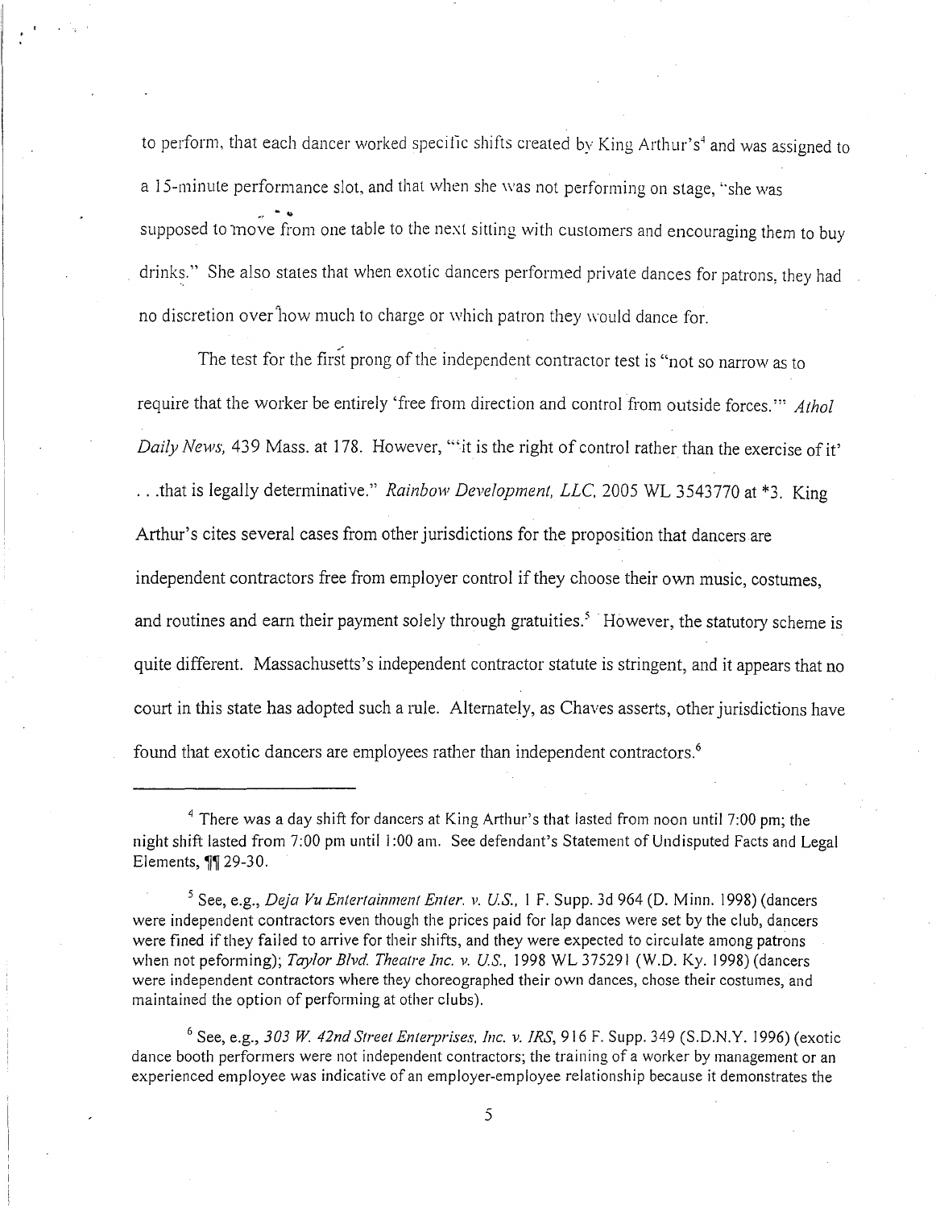to perform, that each dancer worked specific shifts created by King Arthur's[4] and was assigned to a 15-minute performance slot, and that when she was not performing on stage, "she was supposed to move from one table to the next sitting with customers and encouraging them to buy drinks." She also states that when exotic dancers performed private dances for patrons, they had no discretion over how much to charge or which patron they would dance for.

The test for the first prong of the independent contractor test is "not so narrow as to require that the worker be entirely 'free from direction and control from outside forces.'" *Athol Daily News*, 439 Mass. at 178. However, "'it is the right of control rather than the exercise of it' . . .that is legally determinative." *Rainbow Development, LLC*, 2005 WL 3543770 at *3. King Arthur's cites several cases from other jurisdictions for the proposition that dancers are independent contractors free from employer control if they choose their own music, costumes, and routines and earn their payment solely through gratuities.[5] However, the statutory scheme is quite different. Massachusetts's independent contractor statute is stringent, and it appears that no court in this state has adopted such a rule. Alternately, as Chaves asserts, other jurisdictions have found that exotic dancers are employees rather than independent contractors.[6]

---

[4] There was a day shift for dancers at King Arthur's that lasted from noon until 7:00 pm; the night shift lasted from 7:00 pm until 1:00 am. See defendant's Statement of Undisputed Facts and Legal Elements, ¶¶ 29-30.

[5] See, e.g., *Deja Vu Entertainment Enter. v. U.S.*, 1 F. Supp. 3d 964 (D. Minn. 1998) (dancers were independent contractors even though the prices paid for lap dances were set by the club, dancers were fined if they failed to arrive for their shifts, and they were expected to circulate among patrons when not peforming); *Taylor Blvd. Theatre Inc. v. U.S.*, 1998 WL 375291 (W.D. Ky. 1998) (dancers were independent contractors where they choreographed their own dances, chose their costumes, and maintained the option of performing at other clubs).

[6] See, e.g., *303 W. 42nd Street Enterprises, Inc. v. IRS*, 916 F. Supp. 349 (S.D.N.Y. 1996) (exotic dance booth performers were not independent contractors; the training of a worker by management or an experienced employee was indicative of an employer-employee relationship because it demonstrates the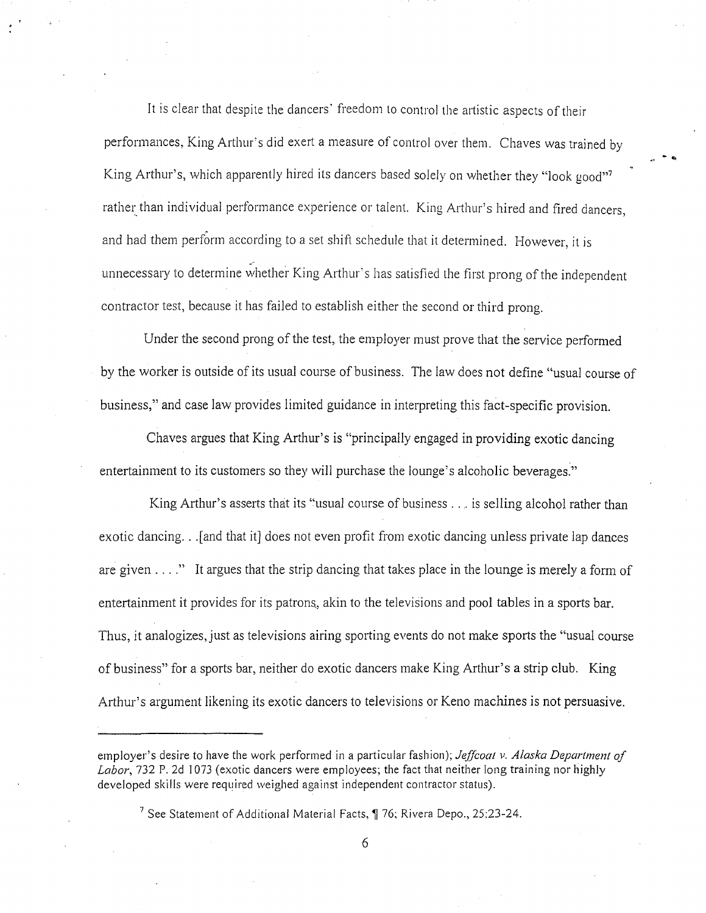It is clear that despite the dancers' freedom to control the artistic aspects of their performances, King Arthur's did exert a measure of control over them. Chaves was trained by King Arthur's, which apparently hired its dancers based solely on whether they "look good"[7] rather than individual performance experience or talent. King Arthur's hired and fired dancers, and had them perform according to a set shift schedule that it determined. However, it is unnecessary to determine whether King Arthur's has satisfied the first prong of the independent contractor test, because it has failed to establish either the second or third prong.

Under the second prong of the test, the employer must prove that the service performed by the worker is outside of its usual course of business. The law does not define "usual course of business," and case law provides limited guidance in interpreting this fact-specific provision.

Chaves argues that King Arthur's is "principally engaged in providing exotic dancing entertainment to its customers so they will purchase the lounge's alcoholic beverages."

King Arthur's asserts that its "usual course of business . . . is selling alcohol rather than exotic dancing. . .[and that it] does not even profit from exotic dancing unless private lap dances are given . . . ." It argues that the strip dancing that takes place in the lounge is merely a form of entertainment it provides for its patrons, akin to the televisions and pool tables in a sports bar. Thus, it analogizes, just as televisions airing sporting events do not make sports the "usual course of business" for a sports bar, neither do exotic dancers make King Arthur's a strip club. King Arthur's argument likening its exotic dancers to televisions or Keno machines is not persuasive.

---

employer's desire to have the work performed in a particular fashion); *Jeffcoat v. Alaska Department of Labor*, 732 P. 2d 1073 (exotic dancers were employees; the fact that neither long training nor highly developed skills were required weighed against independent contractor status).

[7] See Statement of Additional Material Facts, ¶ 76; Rivera Depo., 25:23-24.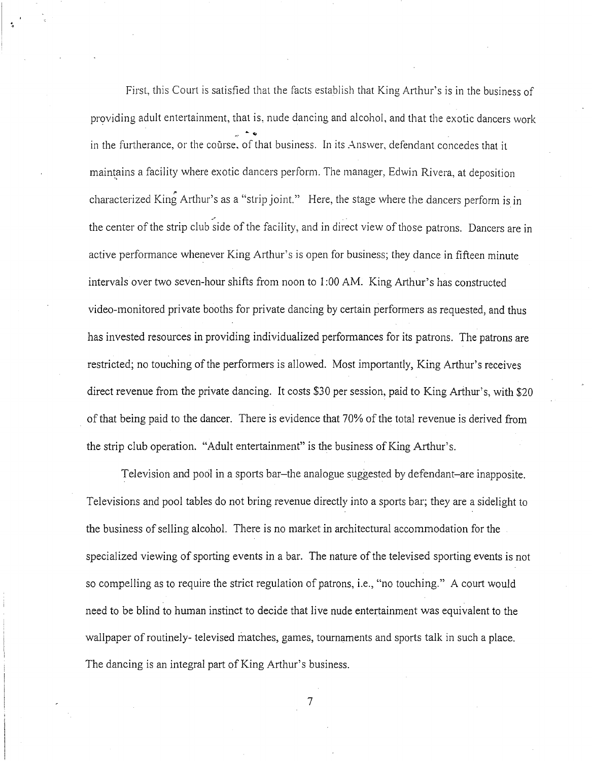First, this Court is satisfied that the facts establish that King Arthur's is in the business of providing adult entertainment, that is, nude dancing and alcohol, and that the exotic dancers work in the furtherance, or the course, of that business. In its Answer, defendant concedes that it maintains a facility where exotic dancers perform. The manager, Edwin Rivera, at deposition characterized King Arthur's as a "strip joint." Here, the stage where the dancers perform is in the center of the strip club side of the facility, and in direct view of those patrons. Dancers are in active performance whenever King Arthur's is open for business; they dance in fifteen minute intervals over two seven-hour shifts from noon to 1:00 AM. King Arthur's has constructed video-monitored private booths for private dancing by certain performers as requested, and thus has invested resources in providing individualized performances for its patrons. The patrons are restricted; no touching of the performers is allowed. Most importantly, King Arthur's receives direct revenue from the private dancing. It costs $30 per session, paid to King Arthur's, with $20 of that being paid to the dancer. There is evidence that 70% of the total revenue is derived from the strip club operation. "Adult entertainment" is the business of King Arthur's.

Television and pool in a sports bar–the analogue suggested by defendant–are inapposite. Televisions and pool tables do not bring revenue directly into a sports bar; they are a sidelight to the business of selling alcohol. There is no market in architectural accommodation for the specialized viewing of sporting events in a bar. The nature of the televised sporting events is not so compelling as to require the strict regulation of patrons, i.e., "no touching." A court would need to be blind to human instinct to decide that live nude entertainment was equivalent to the wallpaper of routinely- televised matches, games, tournaments and sports talk in such a place. The dancing is an integral part of King Arthur's business.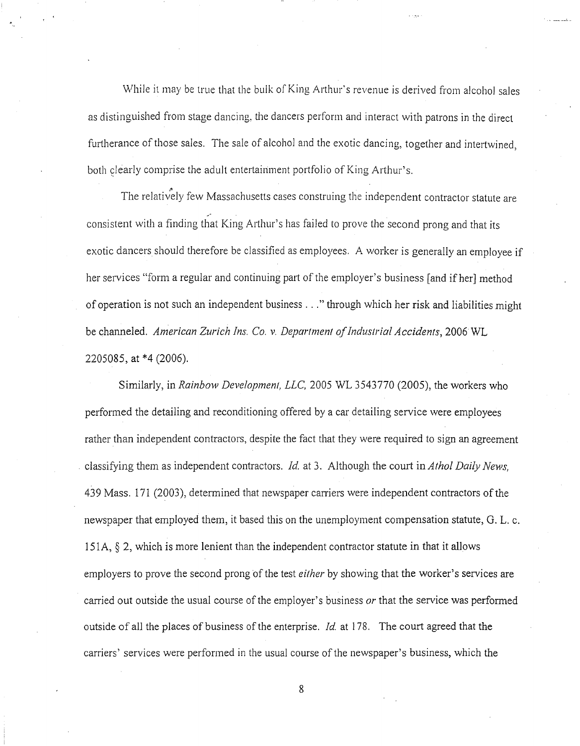While it may be true that the bulk of King Arthur's revenue is derived from alcohol sales as distinguished from stage dancing, the dancers perform and interact with patrons in the direct furtherance of those sales. The sale of alcohol and the exotic dancing, together and intertwined, both clearly comprise the adult entertainment portfolio of King Arthur's.

The relatively few Massachusetts cases construing the independent contractor statute are consistent with a finding that King Arthur's has failed to prove the second prong and that its exotic dancers should therefore be classified as employees. A worker is generally an employee if her services "form a regular and continuing part of the employer's business [and if her] method of operation is not such an independent business . . ." through which her risk and liabilities might be channeled. *American Zurich Ins. Co. v. Department of Industrial Accidents*, 2006 WL 2205085, at *4 (2006).

Similarly, in *Rainbow Development, LLC,* 2005 WL 3543770 (2005), the workers who performed the detailing and reconditioning offered by a car detailing service were employees rather than independent contractors, despite the fact that they were required to sign an agreement classifying them as independent contractors. *Id.* at 3. Although the court in *Athol Daily News,* 439 Mass. 171 (2003), determined that newspaper carriers were independent contractors of the newspaper that employed them, it based this on the unemployment compensation statute, G. L. c. 151A, § 2, which is more lenient than the independent contractor statute in that it allows employers to prove the second prong of the test *either* by showing that the worker's services are carried out outside the usual course of the employer's business *or* that the service was performed outside of all the places of business of the enterprise. *Id.* at 178. The court agreed that the carriers' services were performed in the usual course of the newspaper's business, which the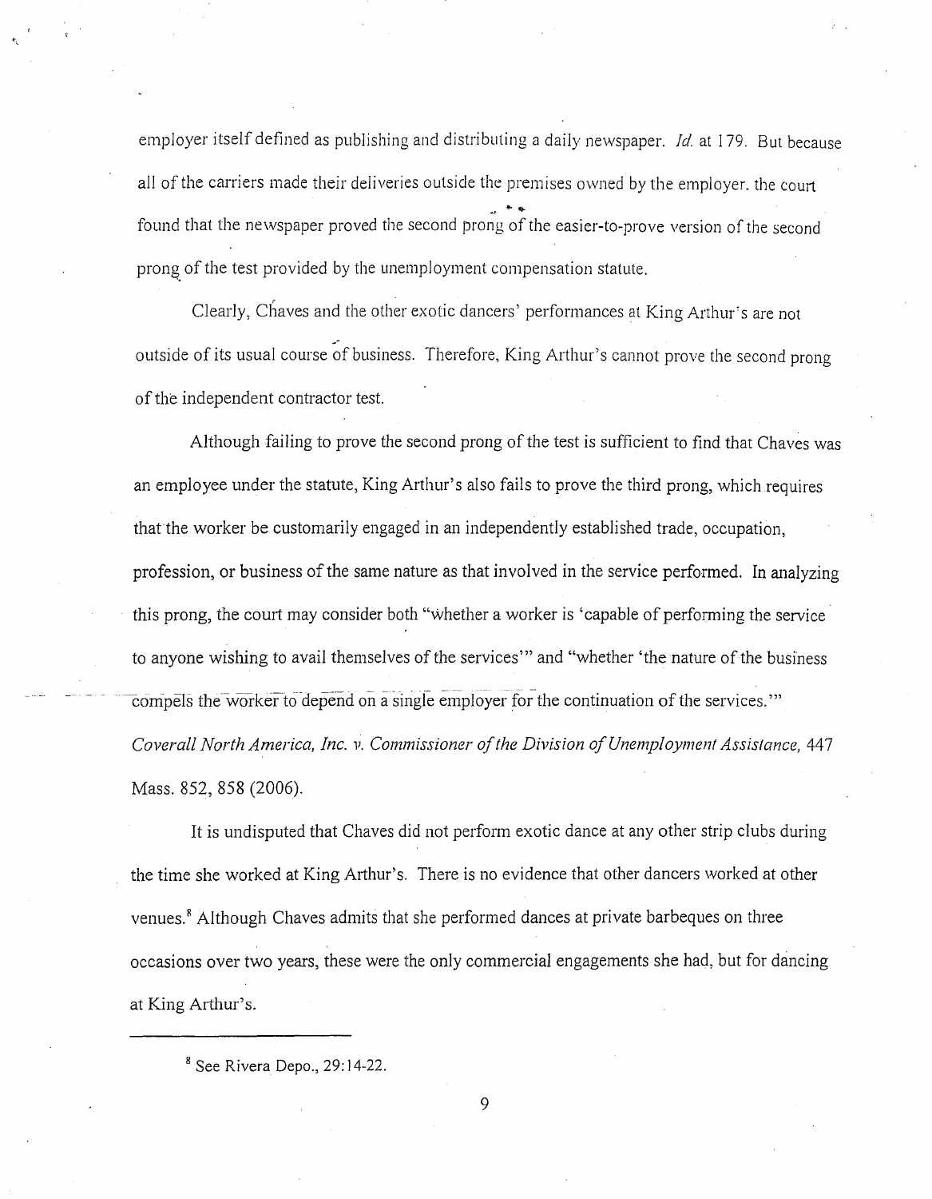employer itself defined as publishing and distributing a daily newspaper. *Id.* at 179. But because all of the carriers made their deliveries outside the premises owned by the employer, the court found that the newspaper proved the second prong of the easier-to-prove version of the second prong of the test provided by the unemployment compensation statute.

Clearly, Chaves and the other exotic dancers' performances at King Arthur's are not outside of its usual course of business. Therefore, King Arthur's cannot prove the second prong of the independent contractor test.

Although failing to prove the second prong of the test is sufficient to find that Chaves was an employee under the statute, King Arthur's also fails to prove the third prong, which requires that the worker be customarily engaged in an independently established trade, occupation, profession, or business of the same nature as that involved in the service performed. In analyzing this prong, the court may consider both "whether a worker is 'capable of performing the service to anyone wishing to avail themselves of the services'" and "whether 'the nature of the business compels the worker to depend on a single employer for the continuation of the services.'" *Coverall North America, Inc. v. Commissioner of the Division of Unemployment Assistance*, 447 Mass. 852, 858 (2006).

It is undisputed that Chaves did not perform exotic dance at any other strip clubs during the time she worked at King Arthur's. There is no evidence that other dancers worked at other venues.[8] Although Chaves admits that she performed dances at private barbeques on three occasions over two years, these were the only commercial engagements she had, but for dancing at King Arthur's.

---

[8] See Rivera Depo., 29:14-22.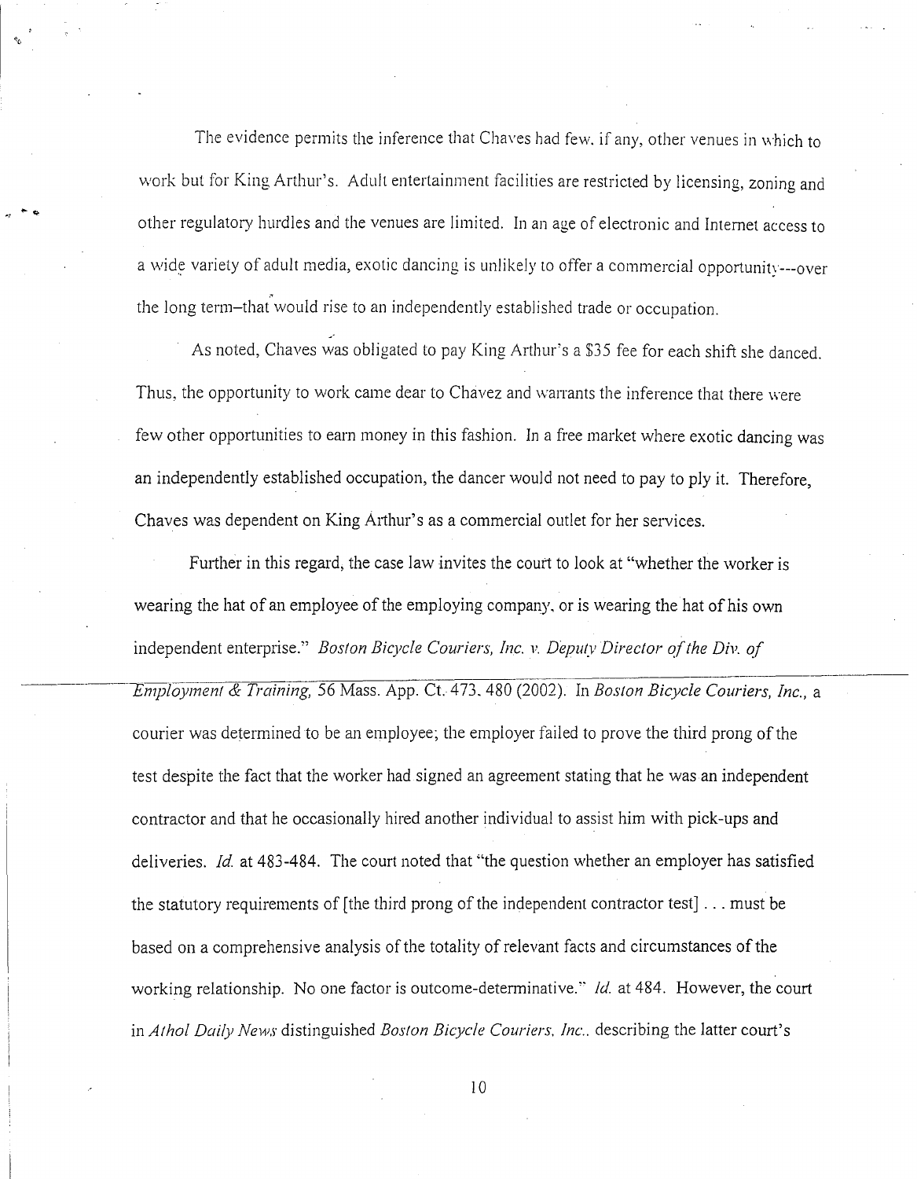The evidence permits the inference that Chaves had few, if any, other venues in which to work but for King Arthur's. Adult entertainment facilities are restricted by licensing, zoning and other regulatory hurdles and the venues are limited. In an age of electronic and Internet access to a wide variety of adult media, exotic dancing is unlikely to offer a commercial opportunity---over the long term–that would rise to an independently established trade or occupation.

As noted, Chaves was obligated to pay King Arthur's a $35 fee for each shift she danced. Thus, the opportunity to work came dear to Chavez and warrants the inference that there were few other opportunities to earn money in this fashion. In a free market where exotic dancing was an independently established occupation, the dancer would not need to pay to ply it. Therefore, Chaves was dependent on King Arthur's as a commercial outlet for her services.

Further in this regard, the case law invites the court to look at "whether the worker is wearing the hat of an employee of the employing company, or is wearing the hat of his own independent enterprise." *Boston Bicycle Couriers, Inc. v. Deputy Director of the Div. of Employment & Training,* 56 Mass. App. Ct. 473, 480 (2002). In *Boston Bicycle Couriers, Inc.*, a courier was determined to be an employee; the employer failed to prove the third prong of the test despite the fact that the worker had signed an agreement stating that he was an independent contractor and that he occasionally hired another individual to assist him with pick-ups and deliveries. *Id.* at 483-484. The court noted that "the question whether an employer has satisfied the statutory requirements of [the third prong of the independent contractor test] . . . must be based on a comprehensive analysis of the totality of relevant facts and circumstances of the working relationship. No one factor is outcome-determinative." *Id.* at 484. However, the court in *Athol Daily News* distinguished *Boston Bicycle Couriers, Inc.*, describing the latter court's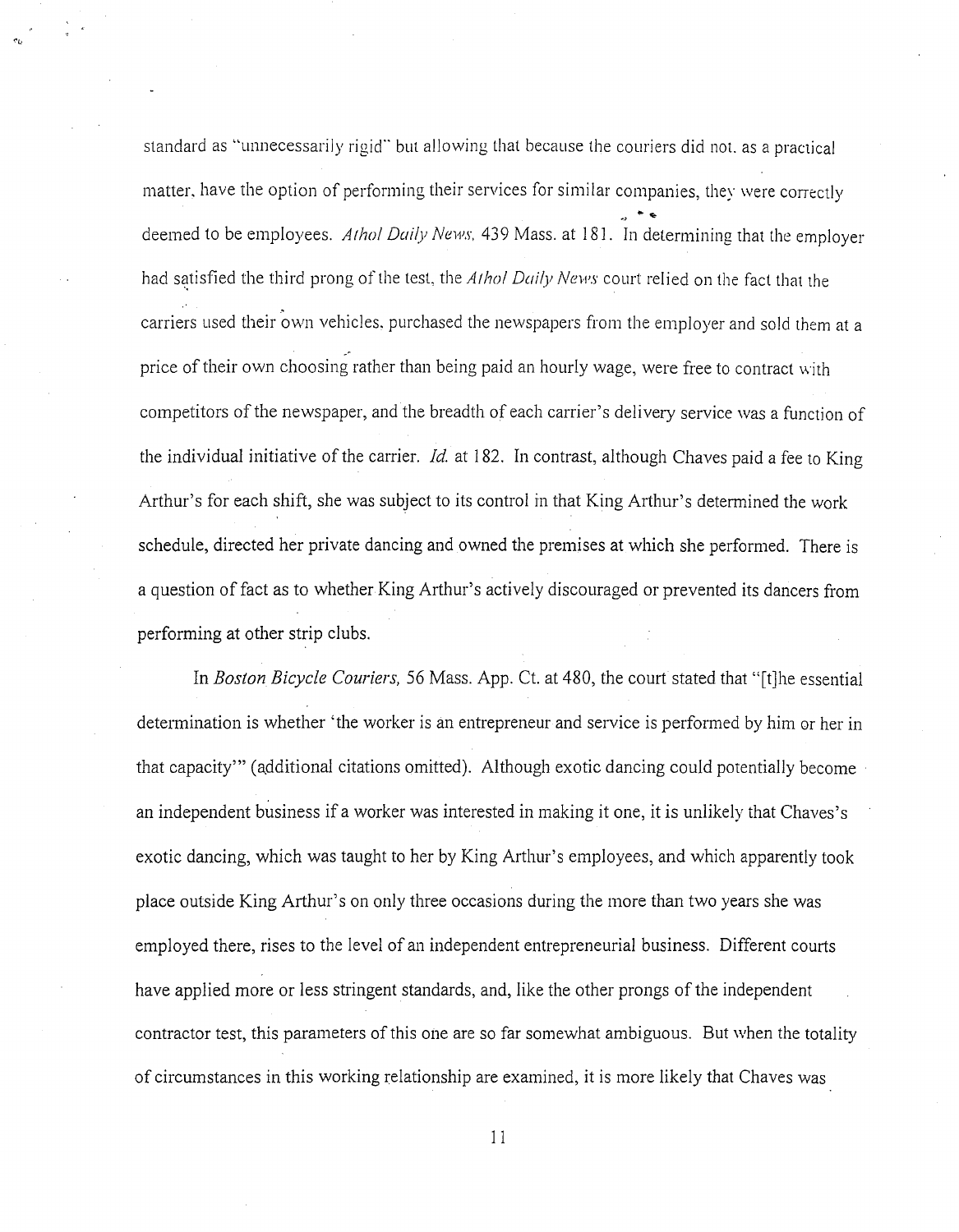standard as "unnecessarily rigid" but allowing that because the couriers did not, as a practical matter, have the option of performing their services for similar companies, they were correctly deemed to be employees. *Athol Daily News*, 439 Mass. at 181. In determining that the employer had satisfied the third prong of the test, the *Athol Daily News* court relied on the fact that the carriers used their own vehicles, purchased the newspapers from the employer and sold them at a price of their own choosing rather than being paid an hourly wage, were free to contract with competitors of the newspaper, and the breadth of each carrier's delivery service was a function of the individual initiative of the carrier. *Id.* at 182. In contrast, although Chaves paid a fee to King Arthur's for each shift, she was subject to its control in that King Arthur's determined the work schedule, directed her private dancing and owned the premises at which she performed. There is a question of fact as to whether King Arthur's actively discouraged or prevented its dancers from performing at other strip clubs.

In *Boston Bicycle Couriers*, 56 Mass. App. Ct. at 480, the court stated that "[t]he essential determination is whether 'the worker is an entrepreneur and service is performed by him or her in that capacity'" (additional citations omitted). Although exotic dancing could potentially become an independent business if a worker was interested in making it one, it is unlikely that Chaves's exotic dancing, which was taught to her by King Arthur's employees, and which apparently took place outside King Arthur's on only three occasions during the more than two years she was employed there, rises to the level of an independent entrepreneurial business. Different courts have applied more or less stringent standards, and, like the other prongs of the independent contractor test, this parameters of this one are so far somewhat ambiguous. But when the totality of circumstances in this working relationship are examined, it is more likely that Chaves was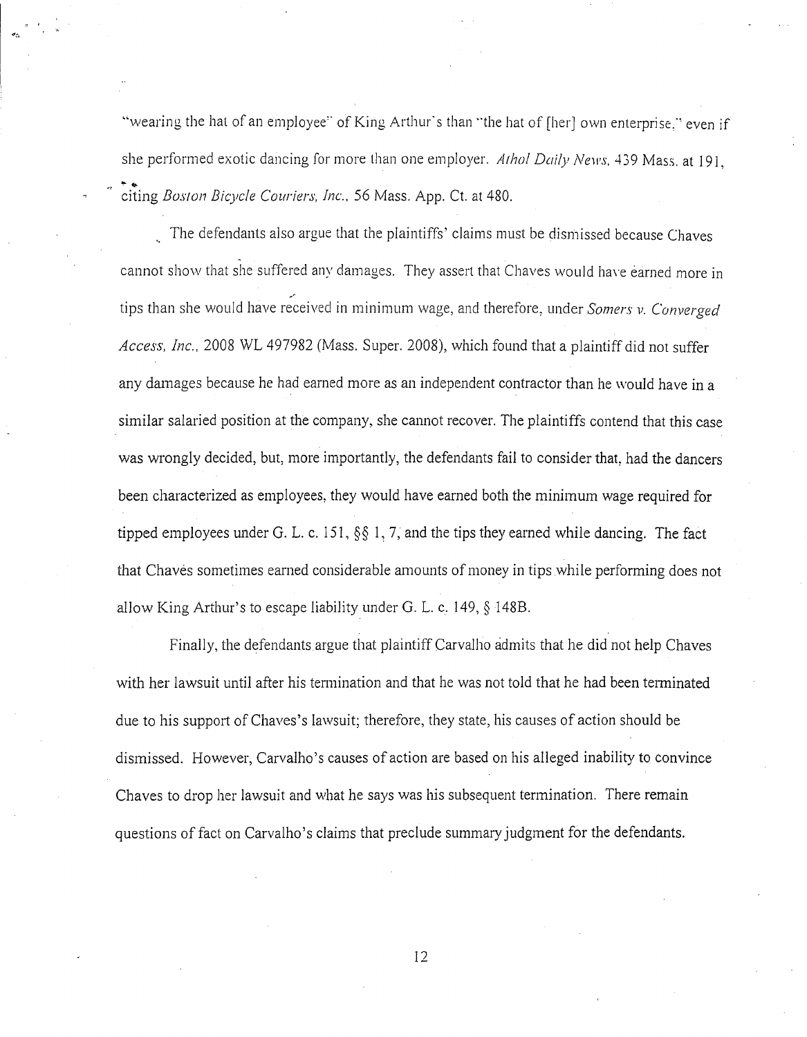"wearing the hat of an employee" of King Arthur's than "the hat of [her] own enterprise," even if she performed exotic dancing for more than one employer. *Athol Daily News*, 439 Mass. at 191, citing *Boston Bicycle Couriers, Inc.*, 56 Mass. App. Ct. at 480.

The defendants also argue that the plaintiffs' claims must be dismissed because Chaves cannot show that she suffered any damages. They assert that Chaves would have earned more in tips than she would have received in minimum wage, and therefore, under *Somers v. Converged Access, Inc.*, 2008 WL 497982 (Mass. Super. 2008), which found that a plaintiff did not suffer any damages because he had earned more as an independent contractor than he would have in a similar salaried position at the company, she cannot recover. The plaintiffs contend that this case was wrongly decided, but, more importantly, the defendants fail to consider that, had the dancers been characterized as employees, they would have earned both the minimum wage required for tipped employees under G. L. c. 151, §§ 1, 7, and the tips they earned while dancing. The fact that Chaves sometimes earned considerable amounts of money in tips while performing does not allow King Arthur's to escape liability under G. L. c. 149, § 148B.

Finally, the defendants argue that plaintiff Carvalho admits that he did not help Chaves with her lawsuit until after his termination and that he was not told that he had been terminated due to his support of Chaves's lawsuit; therefore, they state, his causes of action should be dismissed. However, Carvalho's causes of action are based on his alleged inability to convince Chaves to drop her lawsuit and what he says was his subsequent termination. There remain questions of fact on Carvalho's claims that preclude summary judgment for the defendants.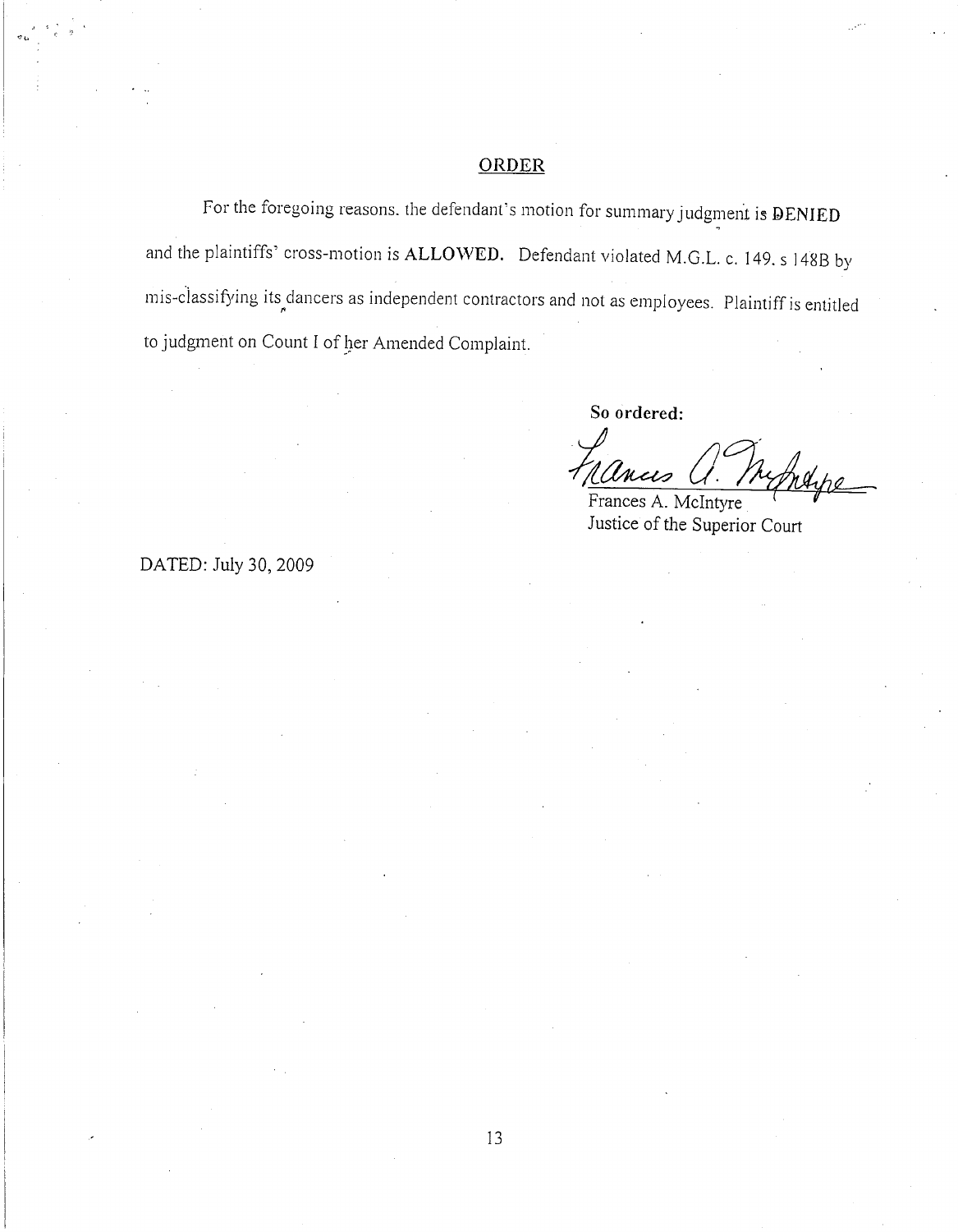## ORDER

For the foregoing reasons. the defendant's motion for summary judgment is **DENIED** and the plaintiffs' cross-motion is **ALLOWED.** Defendant violated M.G.L. c. 149. s 148B by mis-classifying its dancers as independent contractors and not as employees. Plaintiff is entitled to judgment on Count I of her Amended Complaint.

**So ordered:**

Frances A. McIntyre
Justice of the Superior Court

DATED: July 30, 2009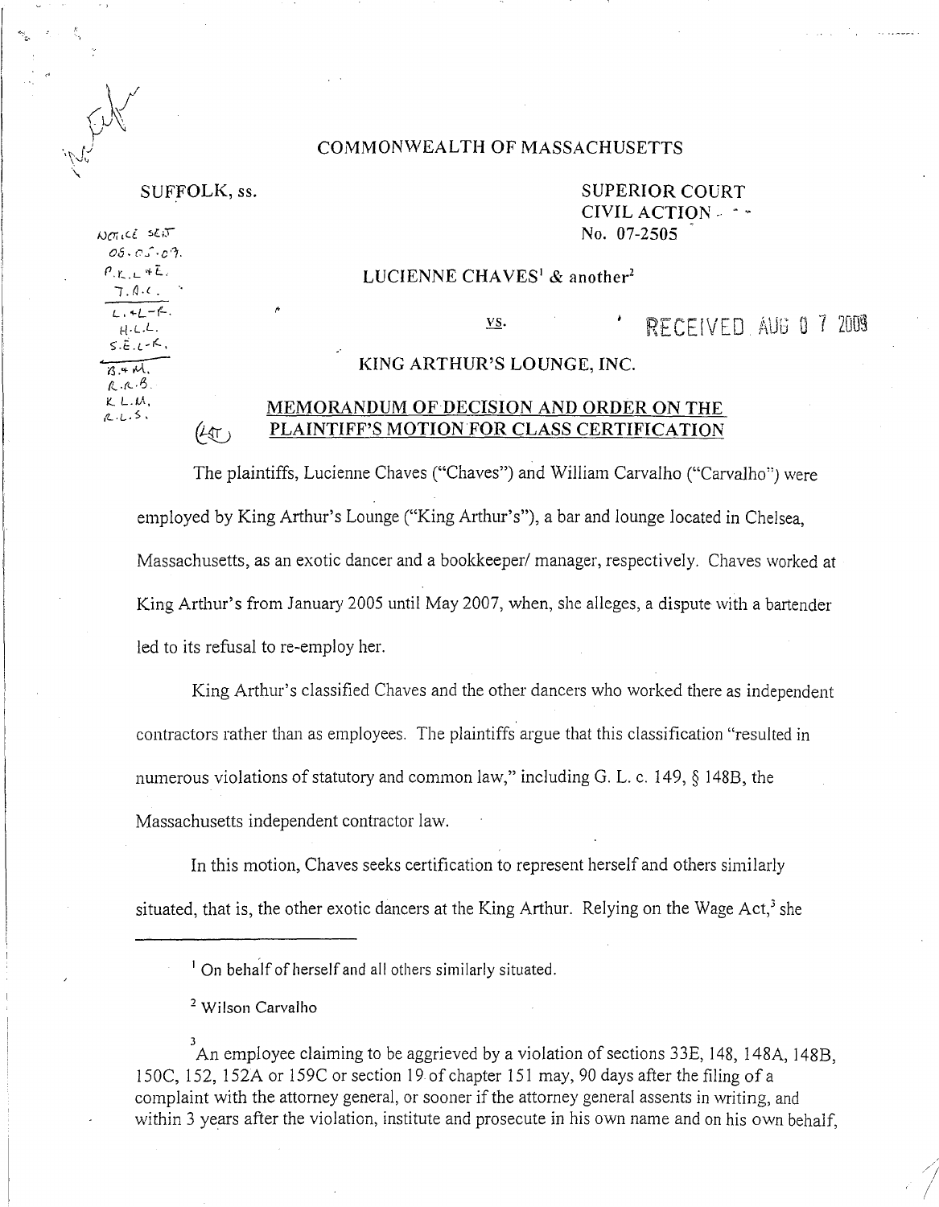COMMONWEALTH OF MASSACHUSETTS

SUFFOLK, ss.

SUPERIOR COURT
CIVIL ACTION
No. 07-2505

LUCIENNE CHAVES[1] & another[2]

vs.

RECEIVED AUG 0 7 2009

KING ARTHUR'S LOUNGE, INC.

**MEMORANDUM OF DECISION AND ORDER ON THE PLAINTIFF'S MOTION FOR CLASS CERTIFICATION**

The plaintiffs, Lucienne Chaves ("Chaves") and William Carvalho ("Carvalho") were employed by King Arthur's Lounge ("King Arthur's"), a bar and lounge located in Chelsea, Massachusetts, as an exotic dancer and a bookkeeper/ manager, respectively. Chaves worked at King Arthur's from January 2005 until May 2007, when, she alleges, a dispute with a bartender led to its refusal to re-employ her.

King Arthur's classified Chaves and the other dancers who worked there as independent contractors rather than as employees. The plaintiffs argue that this classification "resulted in numerous violations of statutory and common law," including G. L. c. 149, § 148B, the Massachusetts independent contractor law.

In this motion, Chaves seeks certification to represent herself and others similarly situated, that is, the other exotic dancers at the King Arthur. Relying on the Wage Act,[3] she

---

[1] On behalf of herself and all others similarly situated.

[2] Wilson Carvalho

[3] An employee claiming to be aggrieved by a violation of sections 33E, 148, 148A, 148B, 150C, 152, 152A or 159C or section 19 of chapter 151 may, 90 days after the filing of a complaint with the attorney general, or sooner if the attorney general assents in writing, and within 3 years after the violation, institute and prosecute in his own name and on his own behalf,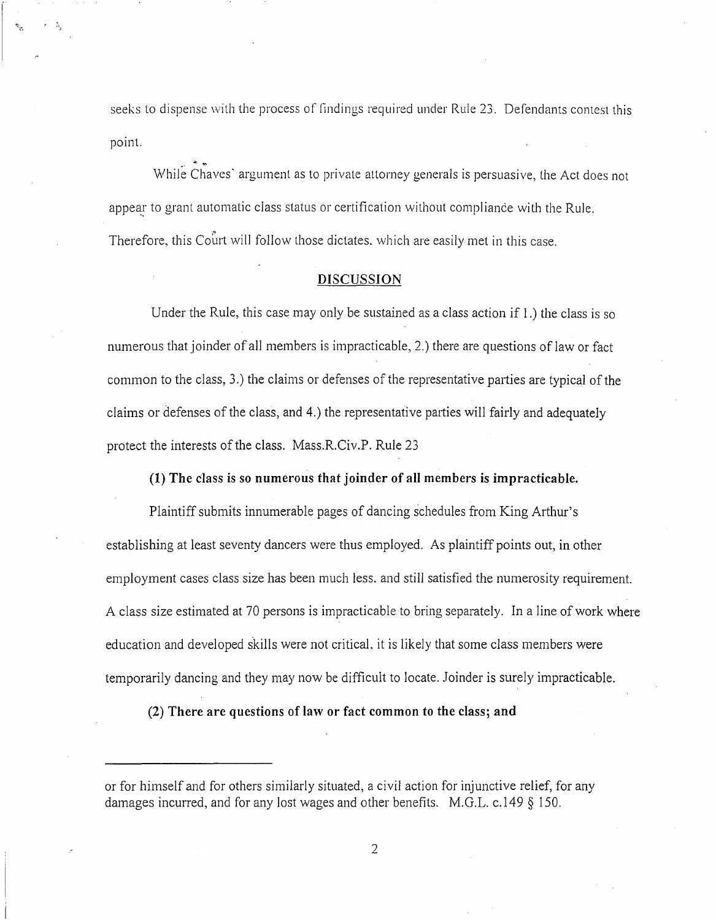seeks to dispense with the process of findings required under Rule 23. Defendants contest this point.

While Chaves' argument as to private attorney generals is persuasive, the Act does not appear to grant automatic class status or certification without compliance with the Rule. Therefore, this Court will follow those dictates, which are easily met in this case.

## DISCUSSION

Under the Rule, this case may only be sustained as a class action if 1.) the class is so numerous that joinder of all members is impracticable, 2.) there are questions of law or fact common to the class, 3.) the claims or defenses of the representative parties are typical of the claims or defenses of the class, and 4.) the representative parties will fairly and adequately protect the interests of the class. Mass.R.Civ.P. Rule 23

**(1) The class is so numerous that joinder of all members is impracticable.**

Plaintiff submits innumerable pages of dancing schedules from King Arthur's establishing at least seventy dancers were thus employed. As plaintiff points out, in other employment cases class size has been much less, and still satisfied the numerosity requirement. A class size estimated at 70 persons is impracticable to bring separately. In a line of work where education and developed skills were not critical, it is likely that some class members were temporarily dancing and they may now be difficult to locate. Joinder is surely impracticable.

**(2) There are questions of law or fact common to the class; and**

---

or for himself and for others similarly situated, a civil action for injunctive relief, for any damages incurred, and for any lost wages and other benefits. M.G.L. c.149 § 150.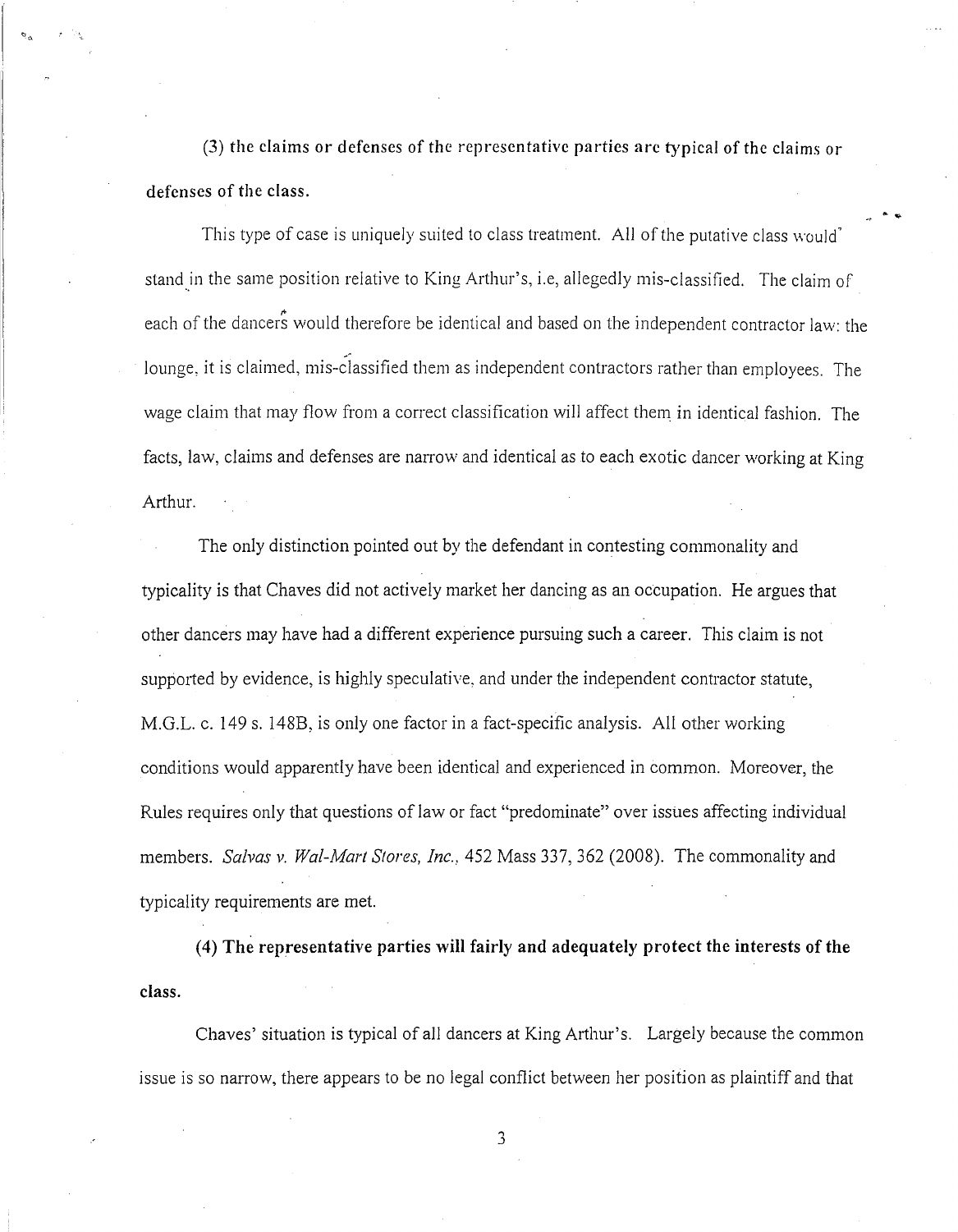**(3) the claims or defenses of the representative parties are typical of the claims or defenses of the class.**

This type of case is uniquely suited to class treatment. All of the putative class would stand in the same position relative to King Arthur's, i.e, allegedly mis-classified. The claim of each of the dancers would therefore be identical and based on the independent contractor law: the lounge, it is claimed, mis-classified them as independent contractors rather than employees. The wage claim that may flow from a correct classification will affect them in identical fashion. The facts, law, claims and defenses are narrow and identical as to each exotic dancer working at King Arthur.

The only distinction pointed out by the defendant in contesting commonality and typicality is that Chaves did not actively market her dancing as an occupation. He argues that other dancers may have had a different experience pursuing such a career. This claim is not supported by evidence, is highly speculative, and under the independent contractor statute, M.G.L. c. 149 s. 148B, is only one factor in a fact-specific analysis. All other working conditions would apparently have been identical and experienced in common. Moreover, the Rules requires only that questions of law or fact "predominate" over issues affecting individual members. *Salvas v. Wal-Mart Stores, Inc.*, 452 Mass 337, 362 (2008). The commonality and typicality requirements are met.

**(4) The representative parties will fairly and adequately protect the interests of the class.**

Chaves' situation is typical of all dancers at King Arthur's. Largely because the common issue is so narrow, there appears to be no legal conflict between her position as plaintiff and that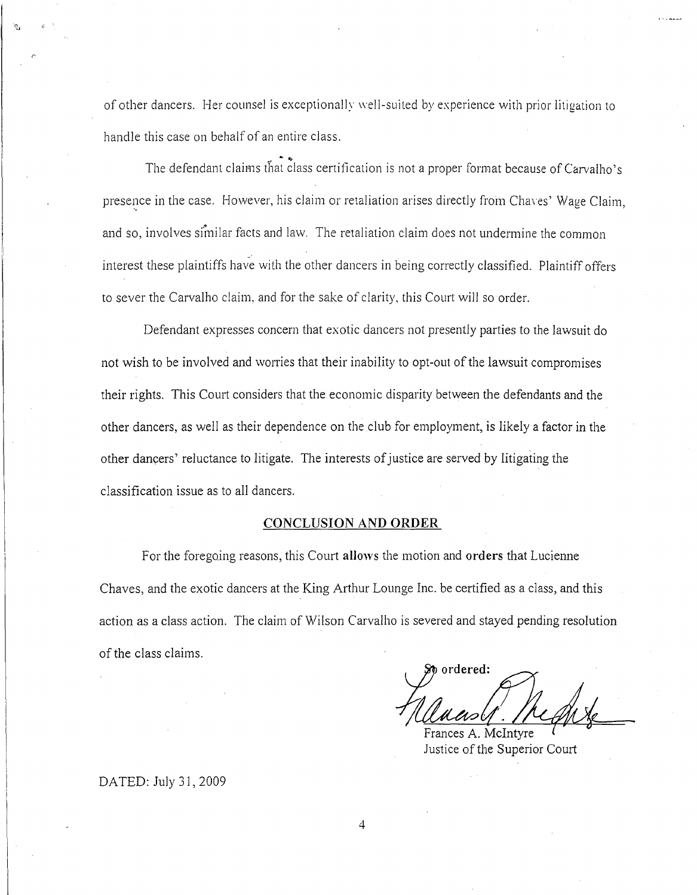of other dancers. Her counsel is exceptionally well-suited by experience with prior litigation to handle this case on behalf of an entire class.

The defendant claims that class certification is not a proper format because of Carvalho's presence in the case. However, his claim or retaliation arises directly from Chaves' Wage Claim, and so, involves similar facts and law. The retaliation claim does not undermine the common interest these plaintiffs have with the other dancers in being correctly classified. Plaintiff offers to sever the Carvalho claim, and for the sake of clarity, this Court will so order.

Defendant expresses concern that exotic dancers not presently parties to the lawsuit do not wish to be involved and worries that their inability to opt-out of the lawsuit compromises their rights. This Court considers that the economic disparity between the defendants and the other dancers, as well as their dependence on the club for employment, is likely a factor in the other dancers' reluctance to litigate. The interests of justice are served by litigating the classification issue as to all dancers.

## CONCLUSION AND ORDER

For the foregoing reasons, this Court **allows** the motion and **orders** that Lucienne Chaves, and the exotic dancers at the King Arthur Lounge Inc. be certified as a class, and this action as a class action. The claim of Wilson Carvalho is severed and stayed pending resolution of the class claims.

**So ordered:**

Frances A. McIntyre
Justice of the Superior Court

DATED: July 31, 2009